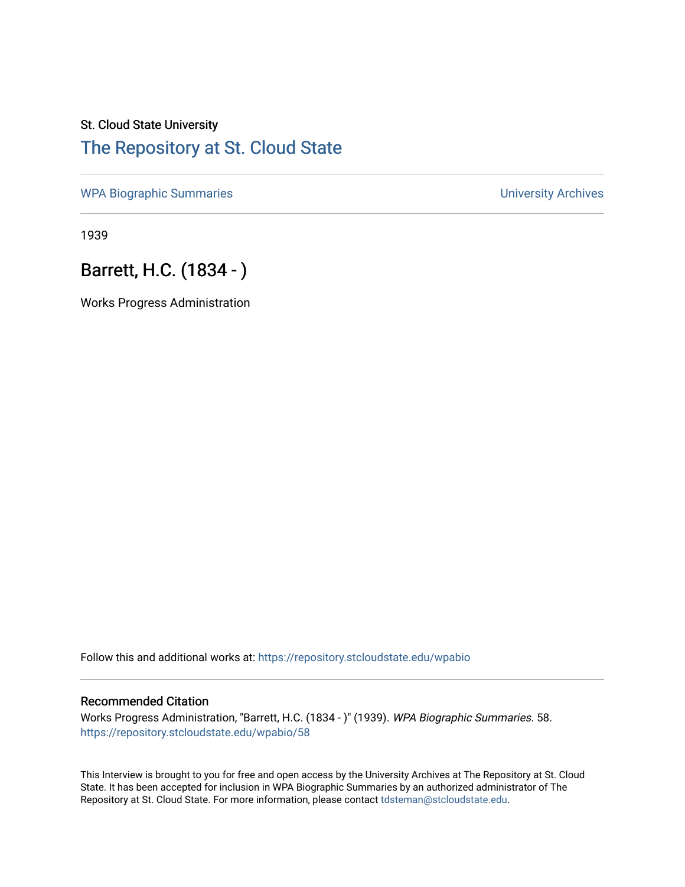St. Cloud State University

# The Repository at St. Cloud State

WPA Biographic Summaries | University Archives

1939

## Barrett, H.C. (1834 - )

Works Progress Administration

Follow this and additional works at: https://repository.stcloudstate.edu/wpabio

### Recommended Citation

Works Progress Administration, "Barrett, H.C. (1834 - )" (1939). *WPA Biographic Summaries*. 58.
https://repository.stcloudstate.edu/wpabio/58

This Interview is brought to you for free and open access by the University Archives at The Repository at St. Cloud State. It has been accepted for inclusion in WPA Biographic Summaries by an authorized administrator of The Repository at St. Cloud State. For more information, please contact tdsteman@stcloudstate.edu.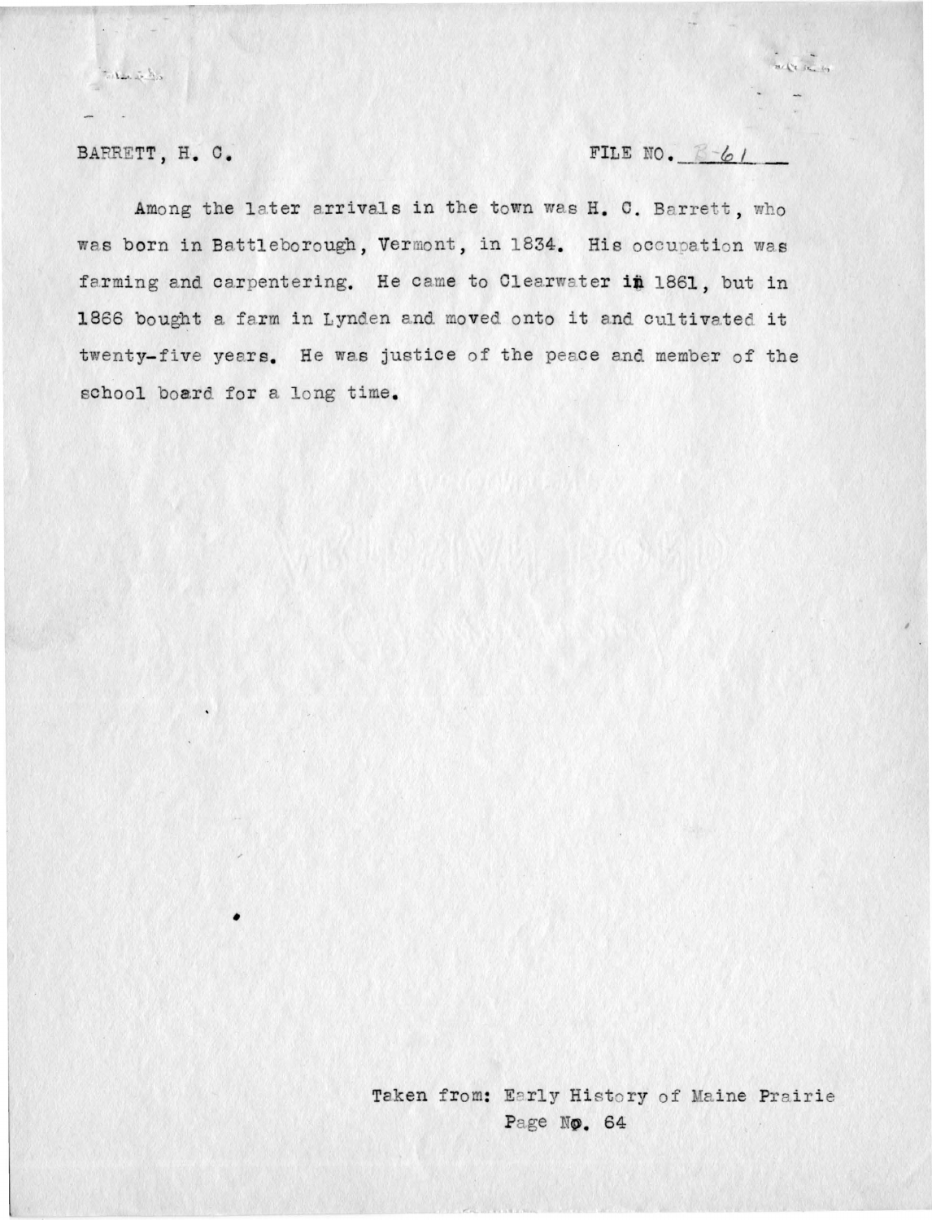BARRETT, H. C.                                                    FILE NO. B-61

Among the later arrivals in the town was H. C. Barrett, who was born in Battleborough, Vermont, in 1834. His occupation was farming and carpentering. He came to Clearwater in 1861, but in 1866 bought a farm in Lynden and moved onto it and cultivated it twenty-five years. He was justice of the peace and member of the school board for a long time.

Taken from: Early History of Maine Prairie
Page No. 64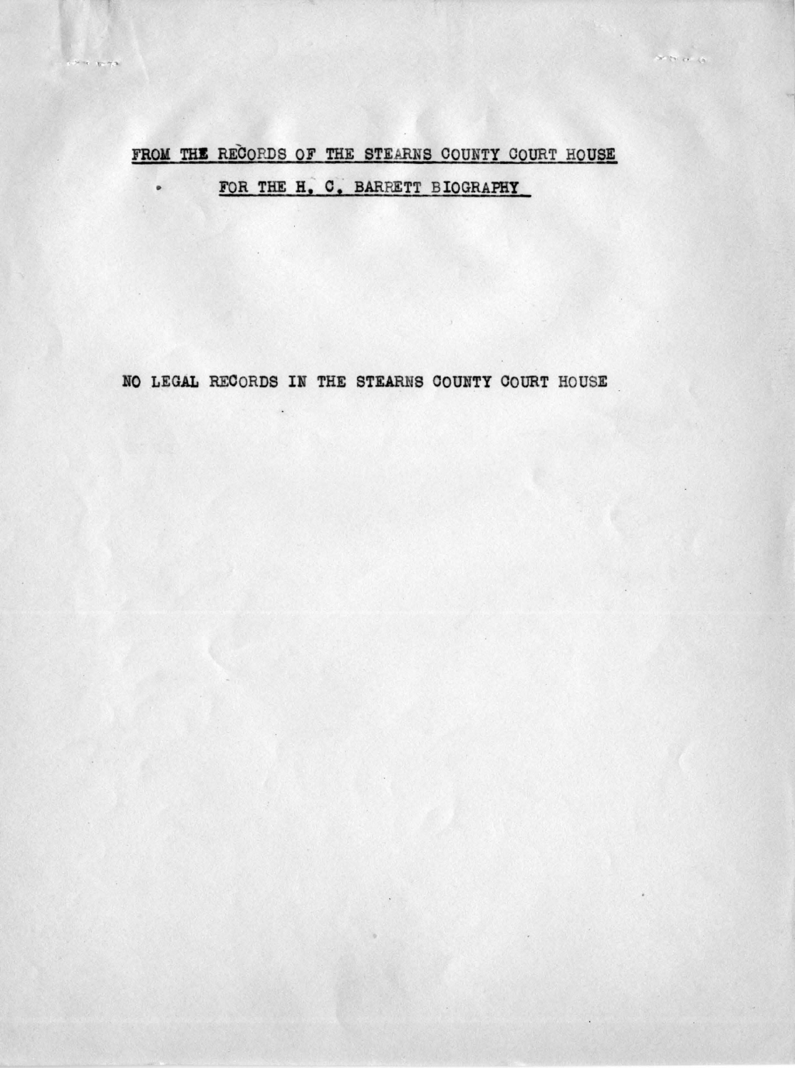## FROM THE RECORDS OF THE STEARNS COUNTY COURT HOUSE

## FOR THE H. C. BARRETT BIOGRAPHY

NO LEGAL RECORDS IN THE STEARNS COUNTY COURT HOUSE